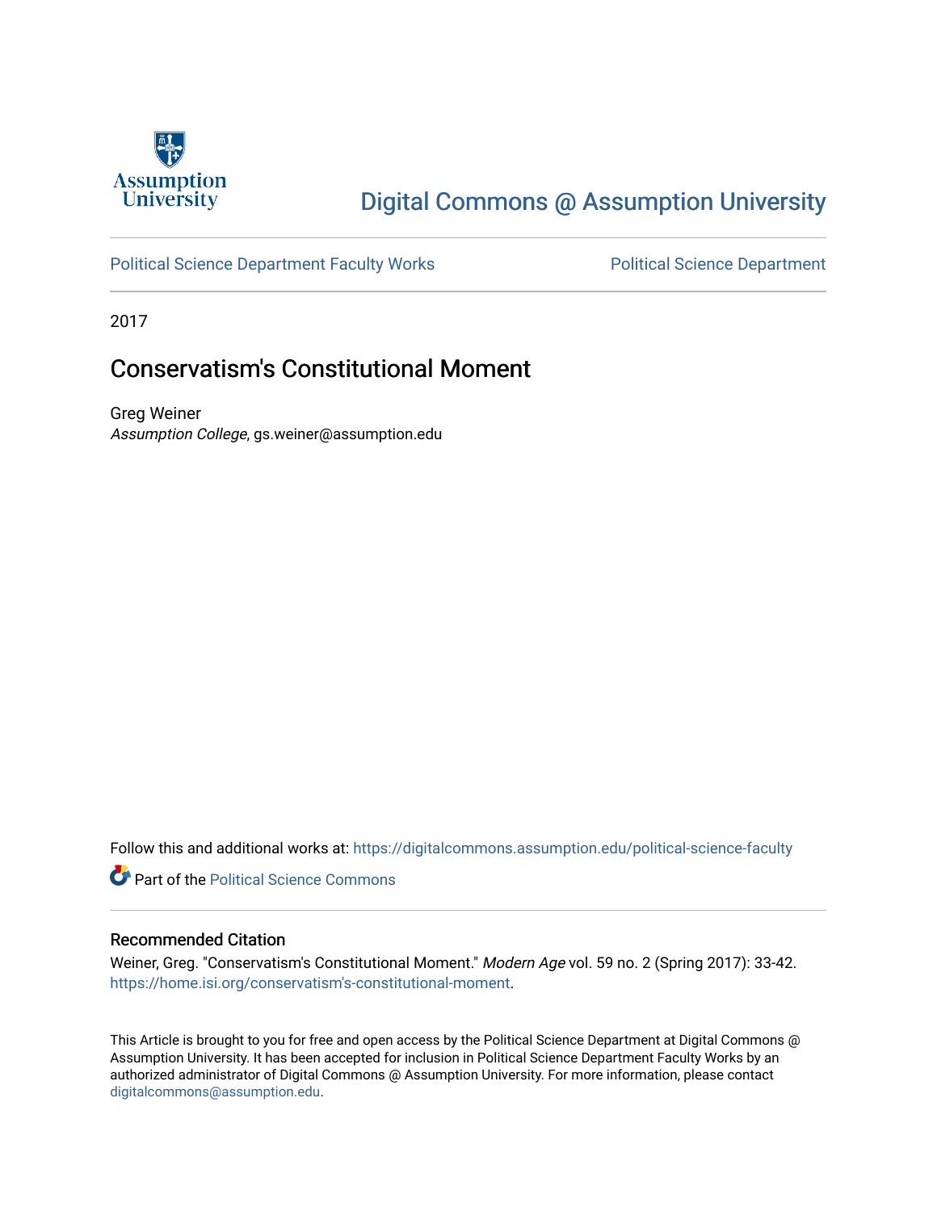Assumption University

# Digital Commons @ Assumption University

Political Science Department Faculty Works | Political Science Department

2017

## Conservatism's Constitutional Moment

Greg Weiner
*Assumption College*, gs.weiner@assumption.edu

Follow this and additional works at: https://digitalcommons.assumption.edu/political-science-faculty

Part of the Political Science Commons

### Recommended Citation

Weiner, Greg. "Conservatism's Constitutional Moment." *Modern Age* vol. 59 no. 2 (Spring 2017): 33-42. https://home.isi.org/conservatism's-constitutional-moment.

This Article is brought to you for free and open access by the Political Science Department at Digital Commons @ Assumption University. It has been accepted for inclusion in Political Science Department Faculty Works by an authorized administrator of Digital Commons @ Assumption University. For more information, please contact digitalcommons@assumption.edu.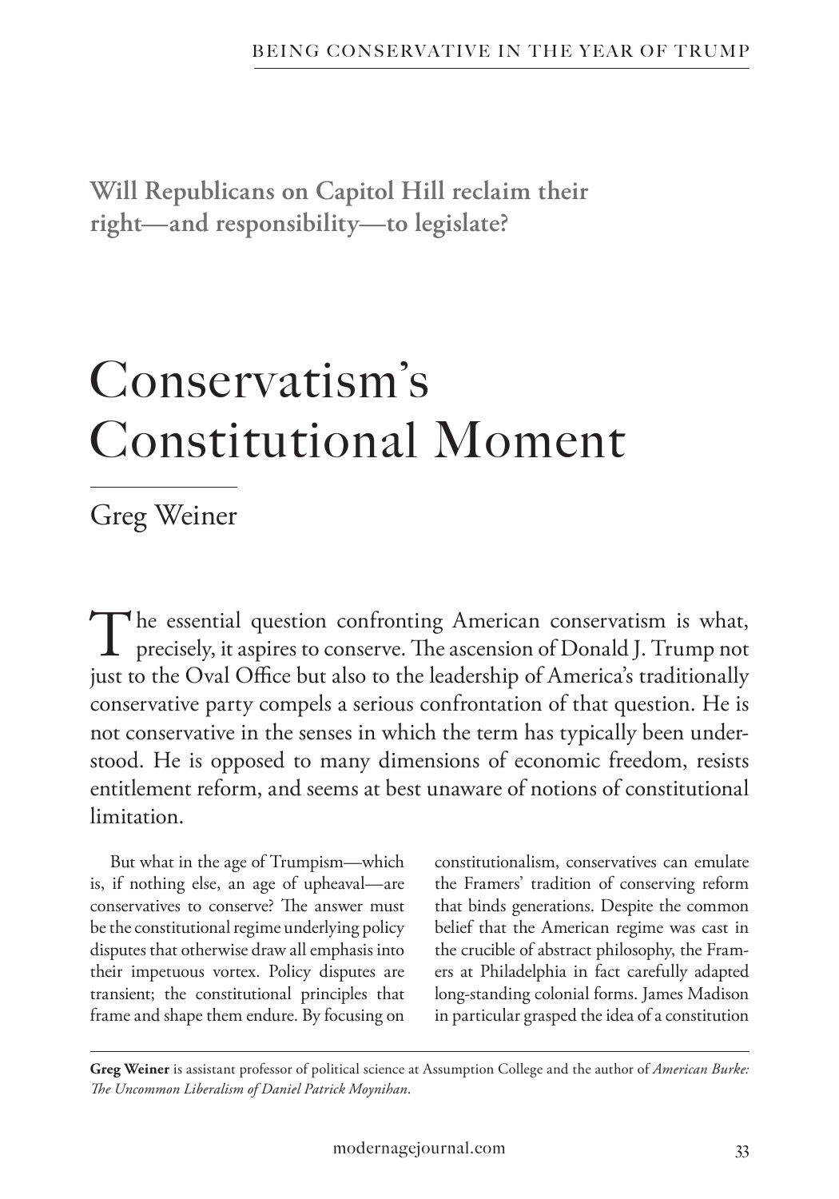**Will Republicans on Capitol Hill reclaim their right—and responsibility—to legislate?**

# Conservatism's Constitutional Moment

## Greg Weiner

The essential question confronting American conservatism is what, precisely, it aspires to conserve. The ascension of Donald J. Trump not just to the Oval Office but also to the leadership of America's traditionally conservative party compels a serious confrontation of that question. He is not conservative in the senses in which the term has typically been understood. He is opposed to many dimensions of economic freedom, resists entitlement reform, and seems at best unaware of notions of constitutional limitation.

But what in the age of Trumpism—which is, if nothing else, an age of upheaval—are conservatives to conserve? The answer must be the constitutional regime underlying policy disputes that otherwise draw all emphasis into their impetuous vortex. Policy disputes are transient; the constitutional principles that frame and shape them endure. By focusing on constitutionalism, conservatives can emulate the Framers' tradition of conserving reform that binds generations. Despite the common belief that the American regime was cast in the crucible of abstract philosophy, the Framers at Philadelphia in fact carefully adapted long-standing colonial forms. James Madison in particular grasped the idea of a constitution

---

**Greg Weiner** is assistant professor of political science at Assumption College and the author of *American Burke: The Uncommon Liberalism of Daniel Patrick Moynihan*.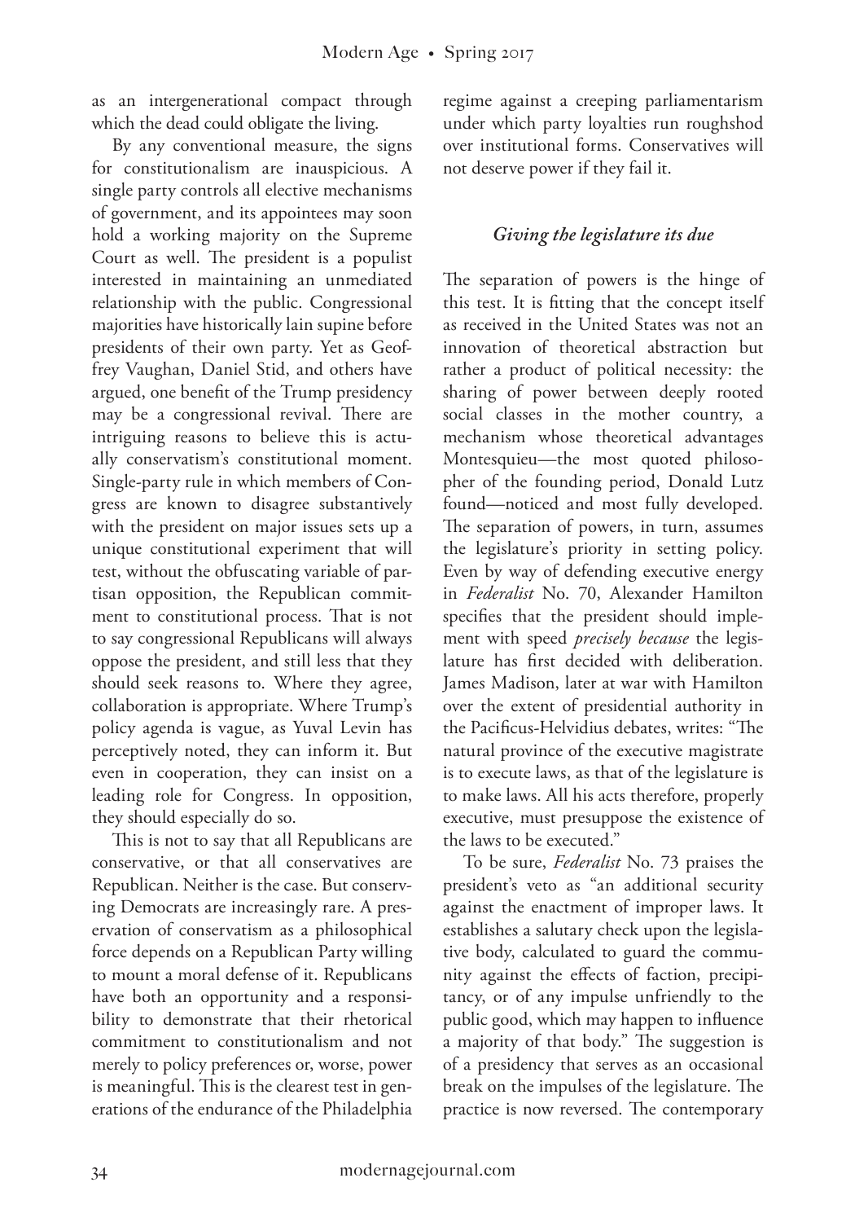as an intergenerational compact through which the dead could obligate the living.

By any conventional measure, the signs for constitutionalism are inauspicious. A single party controls all elective mechanisms of government, and its appointees may soon hold a working majority on the Supreme Court as well. The president is a populist interested in maintaining an unmediated relationship with the public. Congressional majorities have historically lain supine before presidents of their own party. Yet as Geoffrey Vaughan, Daniel Stid, and others have argued, one benefit of the Trump presidency may be a congressional revival. There are intriguing reasons to believe this is actually conservatism's constitutional moment. Single-party rule in which members of Congress are known to disagree substantively with the president on major issues sets up a unique constitutional experiment that will test, without the obfuscating variable of partisan opposition, the Republican commitment to constitutional process. That is not to say congressional Republicans will always oppose the president, and still less that they should seek reasons to. Where they agree, collaboration is appropriate. Where Trump's policy agenda is vague, as Yuval Levin has perceptively noted, they can inform it. But even in cooperation, they can insist on a leading role for Congress. In opposition, they should especially do so.

This is not to say that all Republicans are conservative, or that all conservatives are Republican. Neither is the case. But conserving Democrats are increasingly rare. A preservation of conservatism as a philosophical force depends on a Republican Party willing to mount a moral defense of it. Republicans have both an opportunity and a responsibility to demonstrate that their rhetorical commitment to constitutionalism and not merely to policy preferences or, worse, power is meaningful. This is the clearest test in generations of the endurance of the Philadelphia regime against a creeping parliamentarism under which party loyalties run roughshod over institutional forms. Conservatives will not deserve power if they fail it.

### *Giving the legislature its due*

The separation of powers is the hinge of this test. It is fitting that the concept itself as received in the United States was not an innovation of theoretical abstraction but rather a product of political necessity: the sharing of power between deeply rooted social classes in the mother country, a mechanism whose theoretical advantages Montesquieu—the most quoted philosopher of the founding period, Donald Lutz found—noticed and most fully developed. The separation of powers, in turn, assumes the legislature's priority in setting policy. Even by way of defending executive energy in *Federalist* No. 70, Alexander Hamilton specifies that the president should implement with speed *precisely because* the legislature has first decided with deliberation. James Madison, later at war with Hamilton over the extent of presidential authority in the Pacificus-Helvidius debates, writes: "The natural province of the executive magistrate is to execute laws, as that of the legislature is to make laws. All his acts therefore, properly executive, must presuppose the existence of the laws to be executed."

To be sure, *Federalist* No. 73 praises the president's veto as "an additional security against the enactment of improper laws. It establishes a salutary check upon the legislative body, calculated to guard the community against the effects of faction, precipitancy, or of any impulse unfriendly to the public good, which may happen to influence a majority of that body." The suggestion is of a presidency that serves as an occasional break on the impulses of the legislature. The practice is now reversed. The contemporary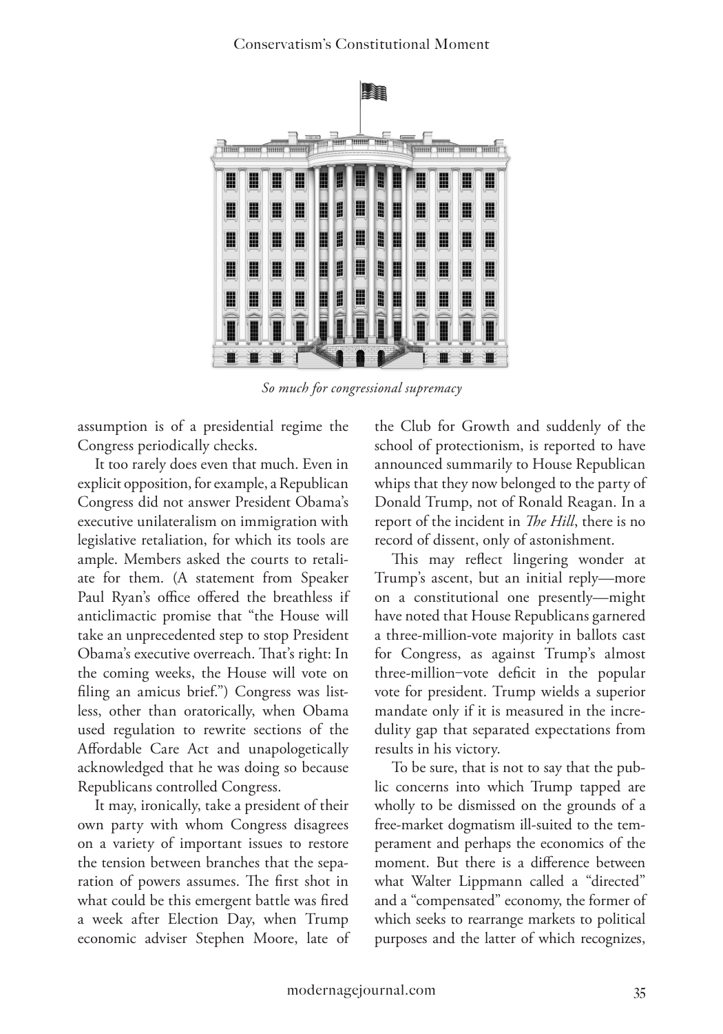*So much for congressional supremacy*

assumption is of a presidential regime the Congress periodically checks.

It too rarely does even that much. Even in explicit opposition, for example, a Republican Congress did not answer President Obama's executive unilateralism on immigration with legislative retaliation, for which its tools are ample. Members asked the courts to retaliate for them. (A statement from Speaker Paul Ryan's office offered the breathless if anticlimactic promise that "the House will take an unprecedented step to stop President Obama's executive overreach. That's right: In the coming weeks, the House will vote on filing an amicus brief.") Congress was listless, other than oratorically, when Obama used regulation to rewrite sections of the Affordable Care Act and unapologetically acknowledged that he was doing so because Republicans controlled Congress.

It may, ironically, take a president of their own party with whom Congress disagrees on a variety of important issues to restore the tension between branches that the separation of powers assumes. The first shot in what could be this emergent battle was fired a week after Election Day, when Trump economic adviser Stephen Moore, late of the Club for Growth and suddenly of the school of protectionism, is reported to have announced summarily to House Republican whips that they now belonged to the party of Donald Trump, not of Ronald Reagan. In a report of the incident in *The Hill*, there is no record of dissent, only of astonishment.

This may reflect lingering wonder at Trump's ascent, but an initial reply—more on a constitutional one presently—might have noted that House Republicans garnered a three-million-vote majority in ballots cast for Congress, as against Trump's almost three-million–vote deficit in the popular vote for president. Trump wields a superior mandate only if it is measured in the incredulity gap that separated expectations from results in his victory.

To be sure, that is not to say that the public concerns into which Trump tapped are wholly to be dismissed on the grounds of a free-market dogmatism ill-suited to the temperament and perhaps the economics of the moment. But there is a difference between what Walter Lippmann called a "directed" and a "compensated" economy, the former of which seeks to rearrange markets to political purposes and the latter of which recognizes,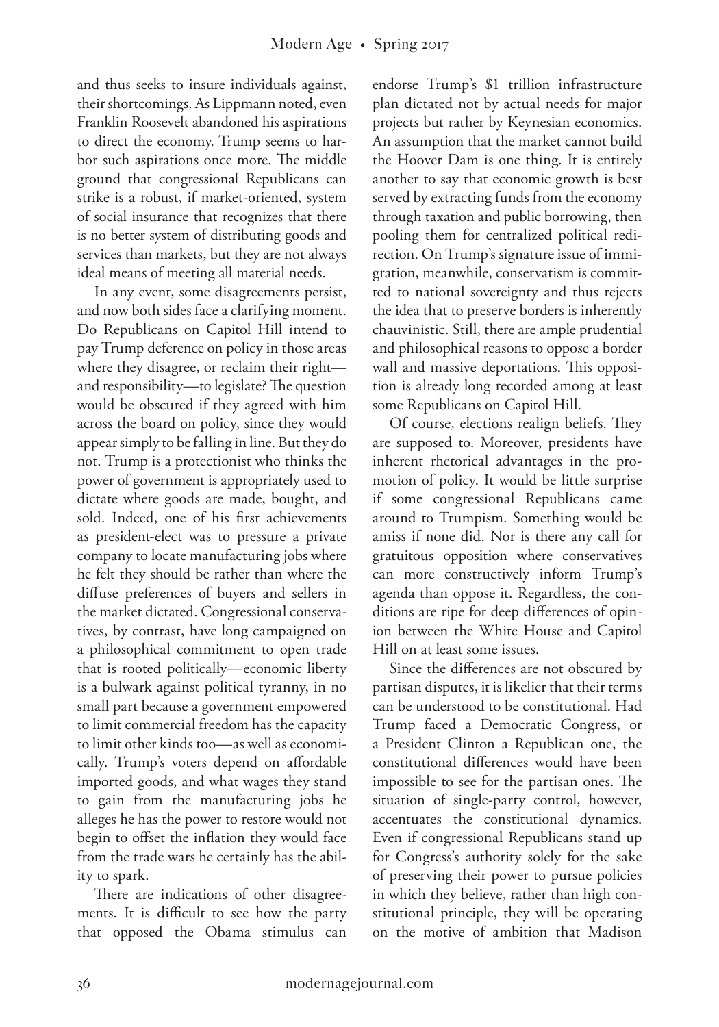and thus seeks to insure individuals against, their shortcomings. As Lippmann noted, even Franklin Roosevelt abandoned his aspirations to direct the economy. Trump seems to harbor such aspirations once more. The middle ground that congressional Republicans can strike is a robust, if market-oriented, system of social insurance that recognizes that there is no better system of distributing goods and services than markets, but they are not always ideal means of meeting all material needs.

In any event, some disagreements persist, and now both sides face a clarifying moment. Do Republicans on Capitol Hill intend to pay Trump deference on policy in those areas where they disagree, or reclaim their right—and responsibility—to legislate? The question would be obscured if they agreed with him across the board on policy, since they would appear simply to be falling in line. But they do not. Trump is a protectionist who thinks the power of government is appropriately used to dictate where goods are made, bought, and sold. Indeed, one of his first achievements as president-elect was to pressure a private company to locate manufacturing jobs where he felt they should be rather than where the diffuse preferences of buyers and sellers in the market dictated. Congressional conservatives, by contrast, have long campaigned on a philosophical commitment to open trade that is rooted politically—economic liberty is a bulwark against political tyranny, in no small part because a government empowered to limit commercial freedom has the capacity to limit other kinds too—as well as economically. Trump's voters depend on affordable imported goods, and what wages they stand to gain from the manufacturing jobs he alleges he has the power to restore would not begin to offset the inflation they would face from the trade wars he certainly has the ability to spark.

There are indications of other disagreements. It is difficult to see how the party that opposed the Obama stimulus can endorse Trump's $1 trillion infrastructure plan dictated not by actual needs for major projects but rather by Keynesian economics. An assumption that the market cannot build the Hoover Dam is one thing. It is entirely another to say that economic growth is best served by extracting funds from the economy through taxation and public borrowing, then pooling them for centralized political redirection. On Trump's signature issue of immigration, meanwhile, conservatism is committed to national sovereignty and thus rejects the idea that to preserve borders is inherently chauvinistic. Still, there are ample prudential and philosophical reasons to oppose a border wall and massive deportations. This opposition is already long recorded among at least some Republicans on Capitol Hill.

Of course, elections realign beliefs. They are supposed to. Moreover, presidents have inherent rhetorical advantages in the promotion of policy. It would be little surprise if some congressional Republicans came around to Trumpism. Something would be amiss if none did. Nor is there any call for gratuitous opposition where conservatives can more constructively inform Trump's agenda than oppose it. Regardless, the conditions are ripe for deep differences of opinion between the White House and Capitol Hill on at least some issues.

Since the differences are not obscured by partisan disputes, it is likelier that their terms can be understood to be constitutional. Had Trump faced a Democratic Congress, or a President Clinton a Republican one, the constitutional differences would have been impossible to see for the partisan ones. The situation of single-party control, however, accentuates the constitutional dynamics. Even if congressional Republicans stand up for Congress's authority solely for the sake of preserving their power to pursue policies in which they believe, rather than high constitutional principle, they will be operating on the motive of ambition that Madison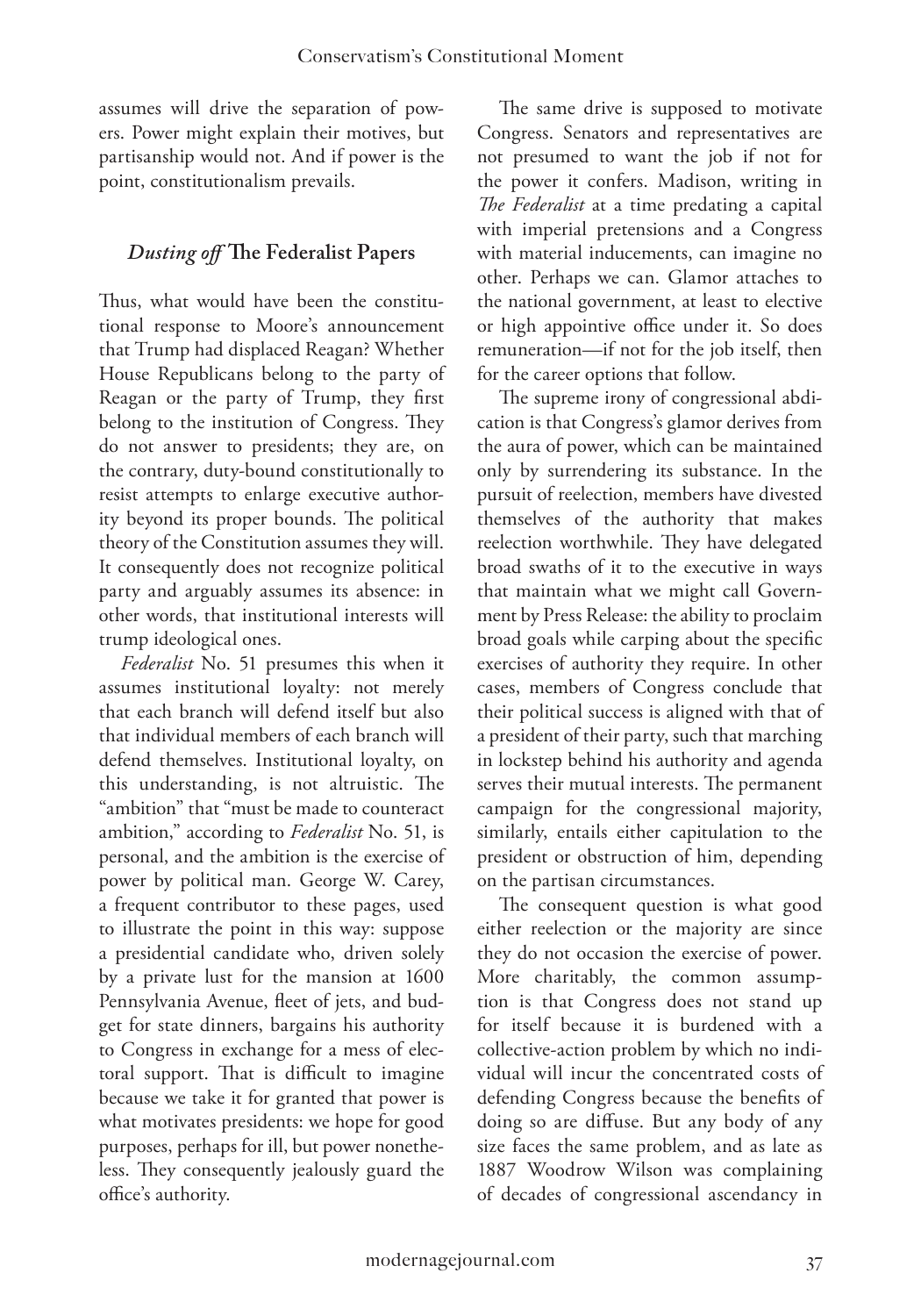assumes will drive the separation of powers. Power might explain their motives, but partisanship would not. And if power is the point, constitutionalism prevails.

## *Dusting off* The Federalist Papers

Thus, what would have been the constitutional response to Moore's announcement that Trump had displaced Reagan? Whether House Republicans belong to the party of Reagan or the party of Trump, they first belong to the institution of Congress. They do not answer to presidents; they are, on the contrary, duty-bound constitutionally to resist attempts to enlarge executive authority beyond its proper bounds. The political theory of the Constitution assumes they will. It consequently does not recognize political party and arguably assumes its absence: in other words, that institutional interests will trump ideological ones.

*Federalist* No. 51 presumes this when it assumes institutional loyalty: not merely that each branch will defend itself but also that individual members of each branch will defend themselves. Institutional loyalty, on this understanding, is not altruistic. The "ambition" that "must be made to counteract ambition," according to *Federalist* No. 51, is personal, and the ambition is the exercise of power by political man. George W. Carey, a frequent contributor to these pages, used to illustrate the point in this way: suppose a presidential candidate who, driven solely by a private lust for the mansion at 1600 Pennsylvania Avenue, fleet of jets, and budget for state dinners, bargains his authority to Congress in exchange for a mess of electoral support. That is difficult to imagine because we take it for granted that power is what motivates presidents: we hope for good purposes, perhaps for ill, but power nonetheless. They consequently jealously guard the office's authority.

The same drive is supposed to motivate Congress. Senators and representatives are not presumed to want the job if not for the power it confers. Madison, writing in *The Federalist* at a time predating a capital with imperial pretensions and a Congress with material inducements, can imagine no other. Perhaps we can. Glamor attaches to the national government, at least to elective or high appointive office under it. So does remuneration—if not for the job itself, then for the career options that follow.

The supreme irony of congressional abdication is that Congress's glamor derives from the aura of power, which can be maintained only by surrendering its substance. In the pursuit of reelection, members have divested themselves of the authority that makes reelection worthwhile. They have delegated broad swaths of it to the executive in ways that maintain what we might call Government by Press Release: the ability to proclaim broad goals while carping about the specific exercises of authority they require. In other cases, members of Congress conclude that their political success is aligned with that of a president of their party, such that marching in lockstep behind his authority and agenda serves their mutual interests. The permanent campaign for the congressional majority, similarly, entails either capitulation to the president or obstruction of him, depending on the partisan circumstances.

The consequent question is what good either reelection or the majority are since they do not occasion the exercise of power. More charitably, the common assumption is that Congress does not stand up for itself because it is burdened with a collective-action problem by which no individual will incur the concentrated costs of defending Congress because the benefits of doing so are diffuse. But any body of any size faces the same problem, and as late as 1887 Woodrow Wilson was complaining of decades of congressional ascendancy in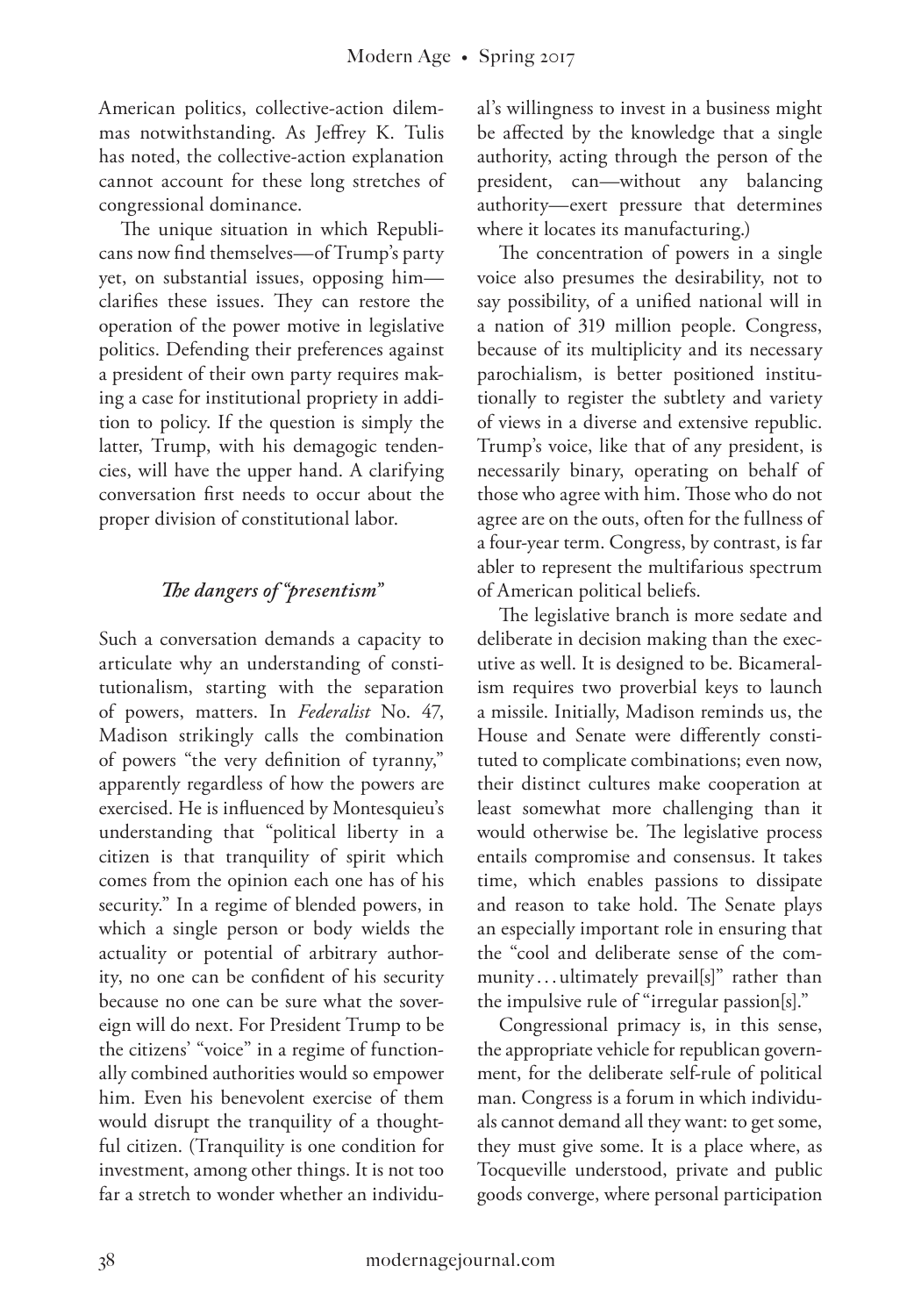American politics, collective-action dilemmas notwithstanding. As Jeffrey K. Tulis has noted, the collective-action explanation cannot account for these long stretches of congressional dominance.

The unique situation in which Republicans now find themselves—of Trump's party yet, on substantial issues, opposing him—clarifies these issues. They can restore the operation of the power motive in legislative politics. Defending their preferences against a president of their own party requires making a case for institutional propriety in addition to policy. If the question is simply the latter, Trump, with his demagogic tendencies, will have the upper hand. A clarifying conversation first needs to occur about the proper division of constitutional labor.

### *The dangers of "presentism"*

Such a conversation demands a capacity to articulate why an understanding of constitutionalism, starting with the separation of powers, matters. In *Federalist* No. 47, Madison strikingly calls the combination of powers "the very definition of tyranny," apparently regardless of how the powers are exercised. He is influenced by Montesquieu's understanding that "political liberty in a citizen is that tranquility of spirit which comes from the opinion each one has of his security." In a regime of blended powers, in which a single person or body wields the actuality or potential of arbitrary authority, no one can be confident of his security because no one can be sure what the sovereign will do next. For President Trump to be the citizens' "voice" in a regime of functionally combined authorities would so empower him. Even his benevolent exercise of them would disrupt the tranquility of a thoughtful citizen. (Tranquility is one condition for investment, among other things. It is not too far a stretch to wonder whether an individual's willingness to invest in a business might be affected by the knowledge that a single authority, acting through the person of the president, can—without any balancing authority—exert pressure that determines where it locates its manufacturing.)

The concentration of powers in a single voice also presumes the desirability, not to say possibility, of a unified national will in a nation of 319 million people. Congress, because of its multiplicity and its necessary parochialism, is better positioned institutionally to register the subtlety and variety of views in a diverse and extensive republic. Trump's voice, like that of any president, is necessarily binary, operating on behalf of those who agree with him. Those who do not agree are on the outs, often for the fullness of a four-year term. Congress, by contrast, is far abler to represent the multifarious spectrum of American political beliefs.

The legislative branch is more sedate and deliberate in decision making than the executive as well. It is designed to be. Bicameralism requires two proverbial keys to launch a missile. Initially, Madison reminds us, the House and Senate were differently constituted to complicate combinations; even now, their distinct cultures make cooperation at least somewhat more challenging than it would otherwise be. The legislative process entails compromise and consensus. It takes time, which enables passions to dissipate and reason to take hold. The Senate plays an especially important role in ensuring that the "cool and deliberate sense of the community . . . ultimately prevail[s]" rather than the impulsive rule of "irregular passion[s]."

Congressional primacy is, in this sense, the appropriate vehicle for republican government, for the deliberate self-rule of political man. Congress is a forum in which individuals cannot demand all they want: to get some, they must give some. It is a place where, as Tocqueville understood, private and public goods converge, where personal participation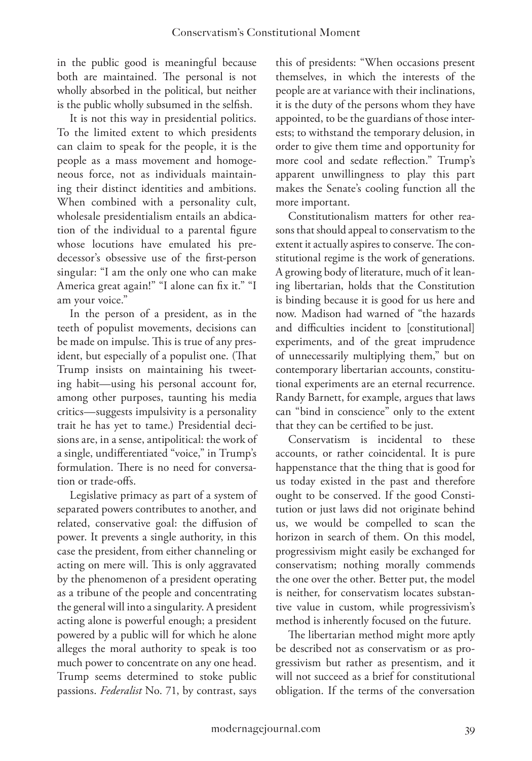in the public good is meaningful because both are maintained. The personal is not wholly absorbed in the political, but neither is the public wholly subsumed in the selfish.

It is not this way in presidential politics. To the limited extent to which presidents can claim to speak for the people, it is the people as a mass movement and homogeneous force, not as individuals maintaining their distinct identities and ambitions. When combined with a personality cult, wholesale presidentialism entails an abdication of the individual to a parental figure whose locutions have emulated his predecessor's obsessive use of the first-person singular: "I am the only one who can make America great again!" "I alone can fix it." "I am your voice."

In the person of a president, as in the teeth of populist movements, decisions can be made on impulse. This is true of any president, but especially of a populist one. (That Trump insists on maintaining his tweeting habit—using his personal account for, among other purposes, taunting his media critics—suggests impulsivity is a personality trait he has yet to tame.) Presidential decisions are, in a sense, antipolitical: the work of a single, undifferentiated "voice," in Trump's formulation. There is no need for conversation or trade-offs.

Legislative primacy as part of a system of separated powers contributes to another, and related, conservative goal: the diffusion of power. It prevents a single authority, in this case the president, from either channeling or acting on mere will. This is only aggravated by the phenomenon of a president operating as a tribune of the people and concentrating the general will into a singularity. A president acting alone is powerful enough; a president powered by a public will for which he alone alleges the moral authority to speak is too much power to concentrate on any one head. Trump seems determined to stoke public passions. *Federalist* No. 71, by contrast, says this of presidents: "When occasions present themselves, in which the interests of the people are at variance with their inclinations, it is the duty of the persons whom they have appointed, to be the guardians of those interests; to withstand the temporary delusion, in order to give them time and opportunity for more cool and sedate reflection." Trump's apparent unwillingness to play this part makes the Senate's cooling function all the more important.

Constitutionalism matters for other reasons that should appeal to conservatism to the extent it actually aspires to conserve. The constitutional regime is the work of generations. A growing body of literature, much of it leaning libertarian, holds that the Constitution is binding because it is good for us here and now. Madison had warned of "the hazards and difficulties incident to [constitutional] experiments, and of the great imprudence of unnecessarily multiplying them," but on contemporary libertarian accounts, constitutional experiments are an eternal recurrence. Randy Barnett, for example, argues that laws can "bind in conscience" only to the extent that they can be certified to be just.

Conservatism is incidental to these accounts, or rather coincidental. It is pure happenstance that the thing that is good for us today existed in the past and therefore ought to be conserved. If the good Constitution or just laws did not originate behind us, we would be compelled to scan the horizon in search of them. On this model, progressivism might easily be exchanged for conservatism; nothing morally commends the one over the other. Better put, the model is neither, for conservatism locates substantive value in custom, while progressivism's method is inherently focused on the future.

The libertarian method might more aptly be described not as conservatism or as progressivism but rather as presentism, and it will not succeed as a brief for constitutional obligation. If the terms of the conversation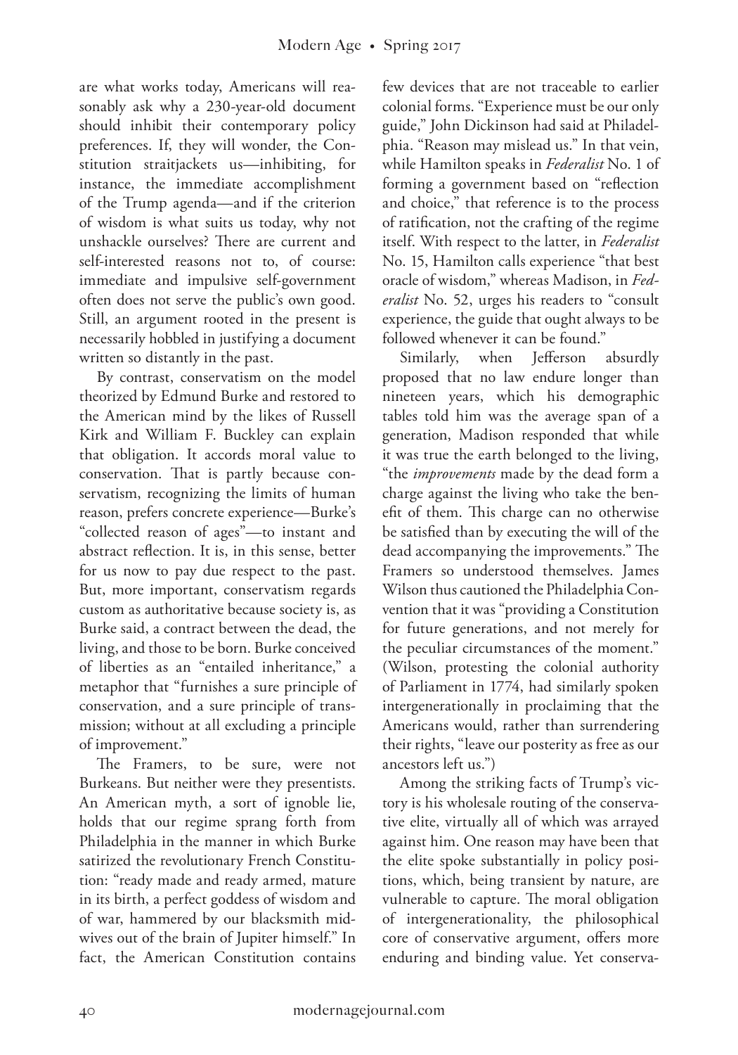are what works today, Americans will reasonably ask why a 230-year-old document should inhibit their contemporary policy preferences. If, they will wonder, the Constitution straitjackets us—inhibiting, for instance, the immediate accomplishment of the Trump agenda—and if the criterion of wisdom is what suits us today, why not unshackle ourselves? There are current and self-interested reasons not to, of course: immediate and impulsive self-government often does not serve the public's own good. Still, an argument rooted in the present is necessarily hobbled in justifying a document written so distantly in the past.

By contrast, conservatism on the model theorized by Edmund Burke and restored to the American mind by the likes of Russell Kirk and William F. Buckley can explain that obligation. It accords moral value to conservation. That is partly because conservatism, recognizing the limits of human reason, prefers concrete experience—Burke's "collected reason of ages"—to instant and abstract reflection. It is, in this sense, better for us now to pay due respect to the past. But, more important, conservatism regards custom as authoritative because society is, as Burke said, a contract between the dead, the living, and those to be born. Burke conceived of liberties as an "entailed inheritance," a metaphor that "furnishes a sure principle of conservation, and a sure principle of transmission; without at all excluding a principle of improvement."

The Framers, to be sure, were not Burkeans. But neither were they presentists. An American myth, a sort of ignoble lie, holds that our regime sprang forth from Philadelphia in the manner in which Burke satirized the revolutionary French Constitution: "ready made and ready armed, mature in its birth, a perfect goddess of wisdom and of war, hammered by our blacksmith midwives out of the brain of Jupiter himself." In fact, the American Constitution contains few devices that are not traceable to earlier colonial forms. "Experience must be our only guide," John Dickinson had said at Philadelphia. "Reason may mislead us." In that vein, while Hamilton speaks in *Federalist* No. 1 of forming a government based on "reflection and choice," that reference is to the process of ratification, not the crafting of the regime itself. With respect to the latter, in *Federalist* No. 15, Hamilton calls experience "that best oracle of wisdom," whereas Madison, in *Federalist* No. 52, urges his readers to "consult experience, the guide that ought always to be followed whenever it can be found."

Similarly, when Jefferson absurdly proposed that no law endure longer than nineteen years, which his demographic tables told him was the average span of a generation, Madison responded that while it was true the earth belonged to the living, "the *improvements* made by the dead form a charge against the living who take the benefit of them. This charge can no otherwise be satisfied than by executing the will of the dead accompanying the improvements." The Framers so understood themselves. James Wilson thus cautioned the Philadelphia Convention that it was "providing a Constitution for future generations, and not merely for the peculiar circumstances of the moment." (Wilson, protesting the colonial authority of Parliament in 1774, had similarly spoken intergenerationally in proclaiming that the Americans would, rather than surrendering their rights, "leave our posterity as free as our ancestors left us.")

Among the striking facts of Trump's victory is his wholesale routing of the conservative elite, virtually all of which was arrayed against him. One reason may have been that the elite spoke substantially in policy positions, which, being transient by nature, are vulnerable to capture. The moral obligation of intergenerationality, the philosophical core of conservative argument, offers more enduring and binding value. Yet conserva-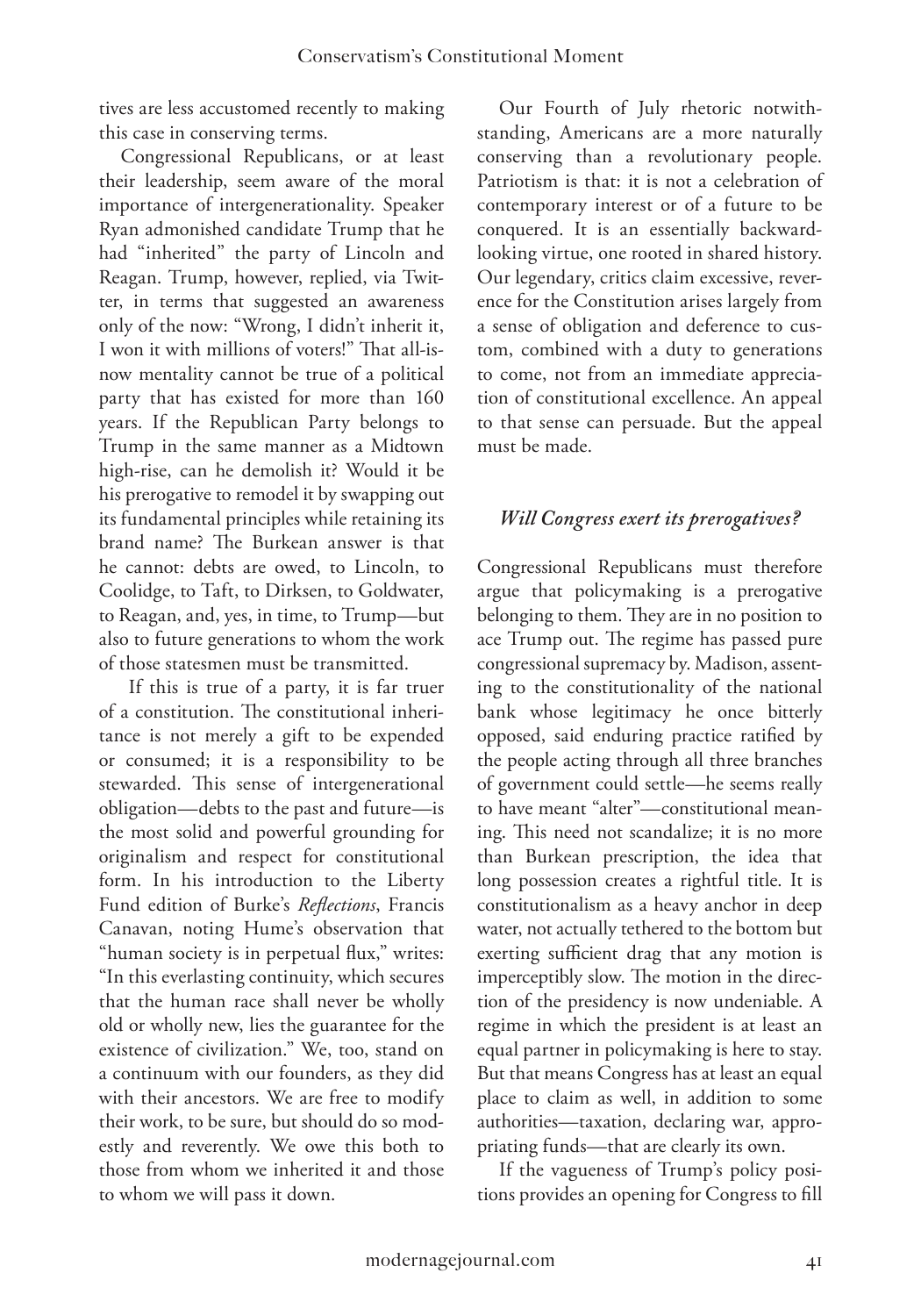tives are less accustomed recently to making this case in conserving terms.

Congressional Republicans, or at least their leadership, seem aware of the moral importance of intergenerationality. Speaker Ryan admonished candidate Trump that he had "inherited" the party of Lincoln and Reagan. Trump, however, replied, via Twitter, in terms that suggested an awareness only of the now: "Wrong, I didn't inherit it, I won it with millions of voters!" That all-is-now mentality cannot be true of a political party that has existed for more than 160 years. If the Republican Party belongs to Trump in the same manner as a Midtown high-rise, can he demolish it? Would it be his prerogative to remodel it by swapping out its fundamental principles while retaining its brand name? The Burkean answer is that he cannot: debts are owed, to Lincoln, to Coolidge, to Taft, to Dirksen, to Goldwater, to Reagan, and, yes, in time, to Trump—but also to future generations to whom the work of those statesmen must be transmitted.

If this is true of a party, it is far truer of a constitution. The constitutional inheritance is not merely a gift to be expended or consumed; it is a responsibility to be stewarded. This sense of intergenerational obligation—debts to the past and future—is the most solid and powerful grounding for originalism and respect for constitutional form. In his introduction to the Liberty Fund edition of Burke's *Reflections*, Francis Canavan, noting Hume's observation that "human society is in perpetual flux," writes: "In this everlasting continuity, which secures that the human race shall never be wholly old or wholly new, lies the guarantee for the existence of civilization." We, too, stand on a continuum with our founders, as they did with their ancestors. We are free to modify their work, to be sure, but should do so modestly and reverently. We owe this both to those from whom we inherited it and those to whom we will pass it down.

Our Fourth of July rhetoric notwithstanding, Americans are a more naturally conserving than a revolutionary people. Patriotism is that: it is not a celebration of contemporary interest or of a future to be conquered. It is an essentially backward-looking virtue, one rooted in shared history. Our legendary, critics claim excessive, reverence for the Constitution arises largely from a sense of obligation and deference to custom, combined with a duty to generations to come, not from an immediate appreciation of constitutional excellence. An appeal to that sense can persuade. But the appeal must be made.

### *Will Congress exert its prerogatives?*

Congressional Republicans must therefore argue that policymaking is a prerogative belonging to them. They are in no position to ace Trump out. The regime has passed pure congressional supremacy by. Madison, assenting to the constitutionality of the national bank whose legitimacy he once bitterly opposed, said enduring practice ratified by the people acting through all three branches of government could settle—he seems really to have meant "alter"—constitutional meaning. This need not scandalize; it is no more than Burkean prescription, the idea that long possession creates a rightful title. It is constitutionalism as a heavy anchor in deep water, not actually tethered to the bottom but exerting sufficient drag that any motion is imperceptibly slow. The motion in the direction of the presidency is now undeniable. A regime in which the president is at least an equal partner in policymaking is here to stay. But that means Congress has at least an equal place to claim as well, in addition to some authorities—taxation, declaring war, appropriating funds—that are clearly its own.

If the vagueness of Trump's policy positions provides an opening for Congress to fill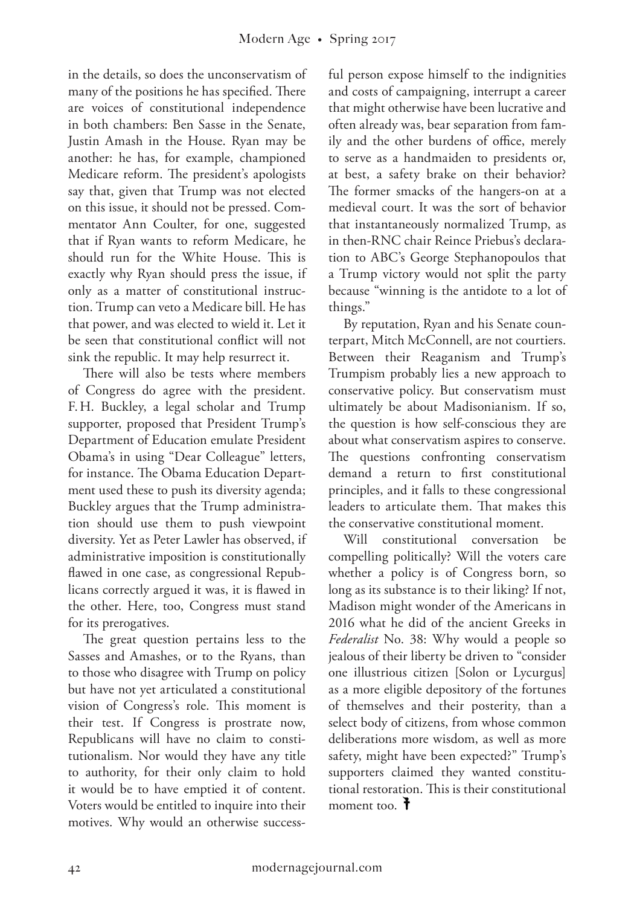in the details, so does the unconservatism of many of the positions he has specified. There are voices of constitutional independence in both chambers: Ben Sasse in the Senate, Justin Amash in the House. Ryan may be another: he has, for example, championed Medicare reform. The president's apologists say that, given that Trump was not elected on this issue, it should not be pressed. Commentator Ann Coulter, for one, suggested that if Ryan wants to reform Medicare, he should run for the White House. This is exactly why Ryan should press the issue, if only as a matter of constitutional instruction. Trump can veto a Medicare bill. He has that power, and was elected to wield it. Let it be seen that constitutional conflict will not sink the republic. It may help resurrect it.

There will also be tests where members of Congress do agree with the president. F. H. Buckley, a legal scholar and Trump supporter, proposed that President Trump's Department of Education emulate President Obama's in using "Dear Colleague" letters, for instance. The Obama Education Department used these to push its diversity agenda; Buckley argues that the Trump administration should use them to push viewpoint diversity. Yet as Peter Lawler has observed, if administrative imposition is constitutionally flawed in one case, as congressional Republicans correctly argued it was, it is flawed in the other. Here, too, Congress must stand for its prerogatives.

The great question pertains less to the Sasses and Amashes, or to the Ryans, than to those who disagree with Trump on policy but have not yet articulated a constitutional vision of Congress's role. This moment is their test. If Congress is prostrate now, Republicans will have no claim to constitutionalism. Nor would they have any title to authority, for their only claim to hold it would be to have emptied it of content. Voters would be entitled to inquire into their motives. Why would an otherwise successful person expose himself to the indignities and costs of campaigning, interrupt a career that might otherwise have been lucrative and often already was, bear separation from family and the other burdens of office, merely to serve as a handmaiden to presidents or, at best, a safety brake on their behavior? The former smacks of the hangers-on at a medieval court. It was the sort of behavior that instantaneously normalized Trump, as in then-RNC chair Reince Priebus's declaration to ABC's George Stephanopoulos that a Trump victory would not split the party because "winning is the antidote to a lot of things."

By reputation, Ryan and his Senate counterpart, Mitch McConnell, are not courtiers. Between their Reaganism and Trump's Trumpism probably lies a new approach to conservative policy. But conservatism must ultimately be about Madisonianism. If so, the question is how self-conscious they are about what conservatism aspires to conserve. The questions confronting conservatism demand a return to first constitutional principles, and it falls to these congressional leaders to articulate them. That makes this the conservative constitutional moment.

Will constitutional conversation be compelling politically? Will the voters care whether a policy is of Congress born, so long as its substance is to their liking? If not, Madison might wonder of the Americans in 2016 what he did of the ancient Greeks in *Federalist* No. 38: Why would a people so jealous of their liberty be driven to "consider one illustrious citizen [Solon or Lycurgus] as a more eligible depository of the fortunes of themselves and their posterity, than a select body of citizens, from whose common deliberations more wisdom, as well as more safety, might have been expected?" Trump's supporters claimed they wanted constitutional restoration. This is their constitutional moment too.